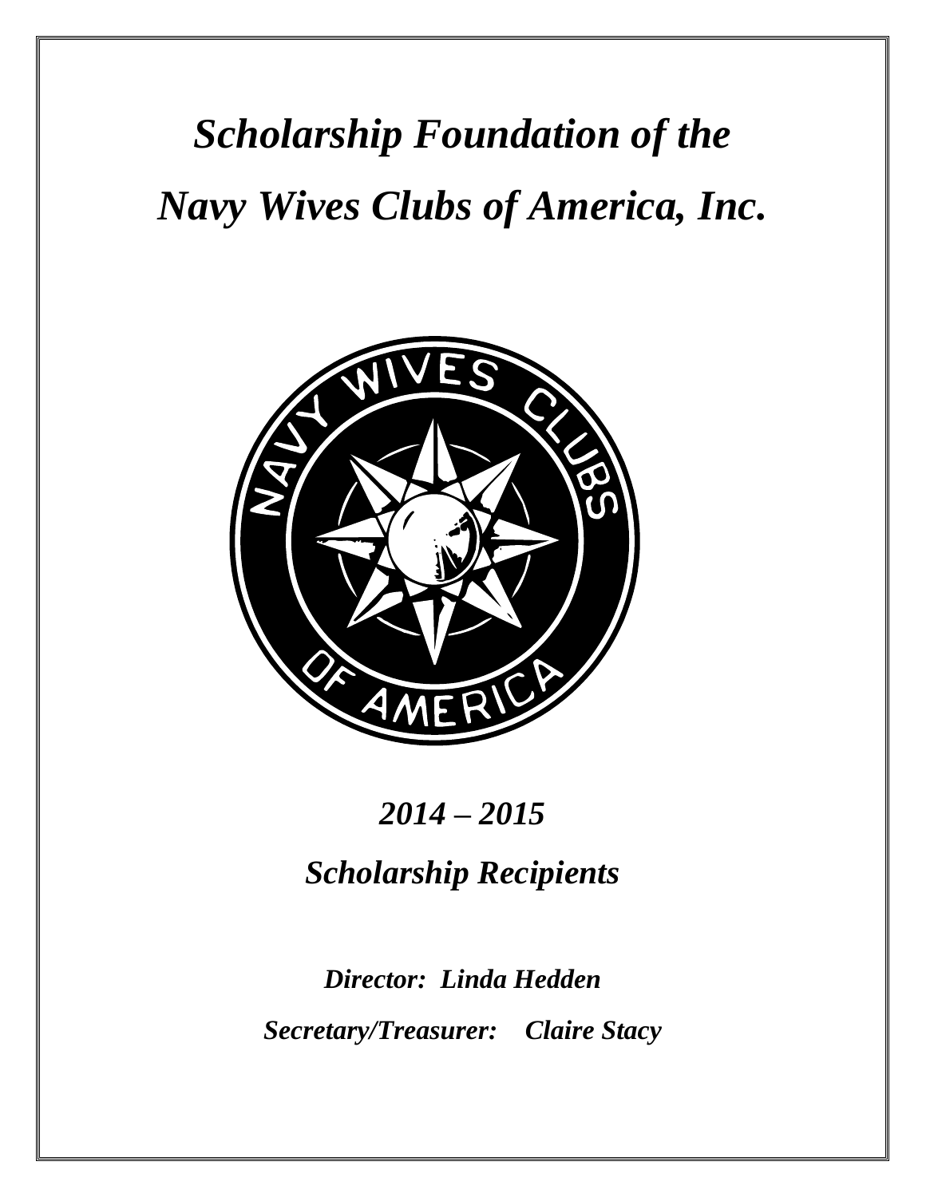# *Scholarship Foundation of the*
# *Navy Wives Clubs of America, Inc.*

## *2014 – 2015*

## *Scholarship Recipients*

***Director: Linda Hedden***

***Secretary/Treasurer: Claire Stacy***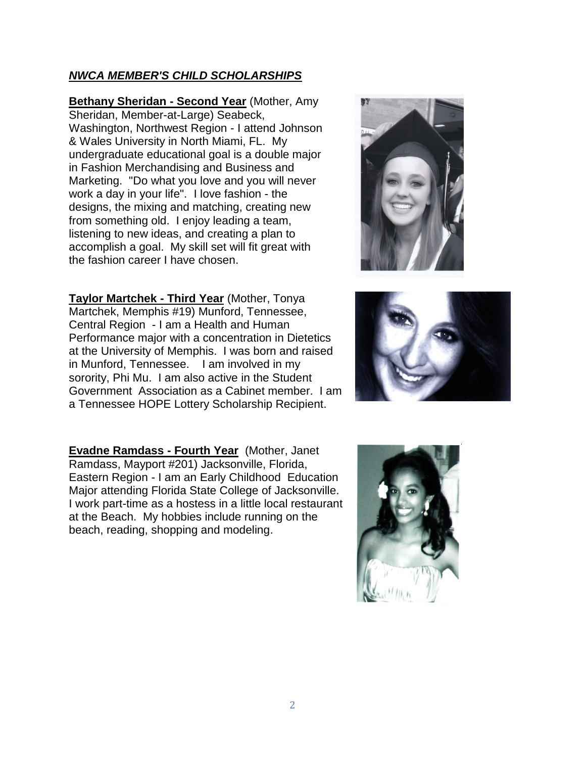***NWCA MEMBER'S CHILD SCHOLARSHIPS***

**Bethany Sheridan - Second Year** (Mother, Amy Sheridan, Member-at-Large) Seabeck, Washington, Northwest Region - I attend Johnson & Wales University in North Miami, FL. My undergraduate educational goal is a double major in Fashion Merchandising and Business and Marketing. "Do what you love and you will never work a day in your life". I love fashion - the designs, the mixing and matching, creating new from something old. I enjoy leading a team, listening to new ideas, and creating a plan to accomplish a goal. My skill set will fit great with the fashion career I have chosen.

**Taylor Martchek - Third Year** (Mother, Tonya Martchek, Memphis #19) Munford, Tennessee, Central Region - I am a Health and Human Performance major with a concentration in Dietetics at the University of Memphis. I was born and raised in Munford, Tennessee. I am involved in my sorority, Phi Mu. I am also active in the Student Government Association as a Cabinet member. I am a Tennessee HOPE Lottery Scholarship Recipient.

**Evadne Ramdass - Fourth Year** (Mother, Janet Ramdass, Mayport #201) Jacksonville, Florida, Eastern Region - I am an Early Childhood Education Major attending Florida State College of Jacksonville. I work part-time as a hostess in a little local restaurant at the Beach. My hobbies include running on the beach, reading, shopping and modeling.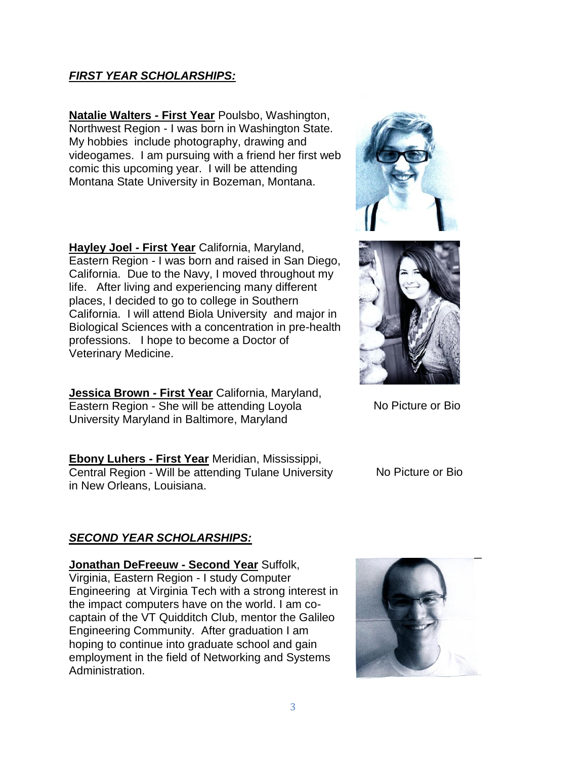***FIRST YEAR SCHOLARSHIPS:***

**Natalie Walters - First Year** Poulsbo, Washington, Northwest Region - I was born in Washington State. My hobbies include photography, drawing and videogames. I am pursuing with a friend her first web comic this upcoming year. I will be attending Montana State University in Bozeman, Montana.

**Hayley Joel - First Year** California, Maryland, Eastern Region - I was born and raised in San Diego, California. Due to the Navy, I moved throughout my life. After living and experiencing many different places, I decided to go to college in Southern California. I will attend Biola University and major in Biological Sciences with a concentration in pre-health professions. I hope to become a Doctor of Veterinary Medicine.

**Jessica Brown - First Year** California, Maryland, Eastern Region - She will be attending Loyola University Maryland in Baltimore, Maryland

No Picture or Bio

**Ebony Luhers - First Year** Meridian, Mississippi, Central Region - Will be attending Tulane University in New Orleans, Louisiana.

No Picture or Bio

***SECOND YEAR SCHOLARSHIPS:***

**Jonathan DeFreeuw - Second Year** Suffolk, Virginia, Eastern Region - I study Computer Engineering at Virginia Tech with a strong interest in the impact computers have on the world. I am co-captain of the VT Quidditch Club, mentor the Galileo Engineering Community. After graduation I am hoping to continue into graduate school and gain employment in the field of Networking and Systems Administration.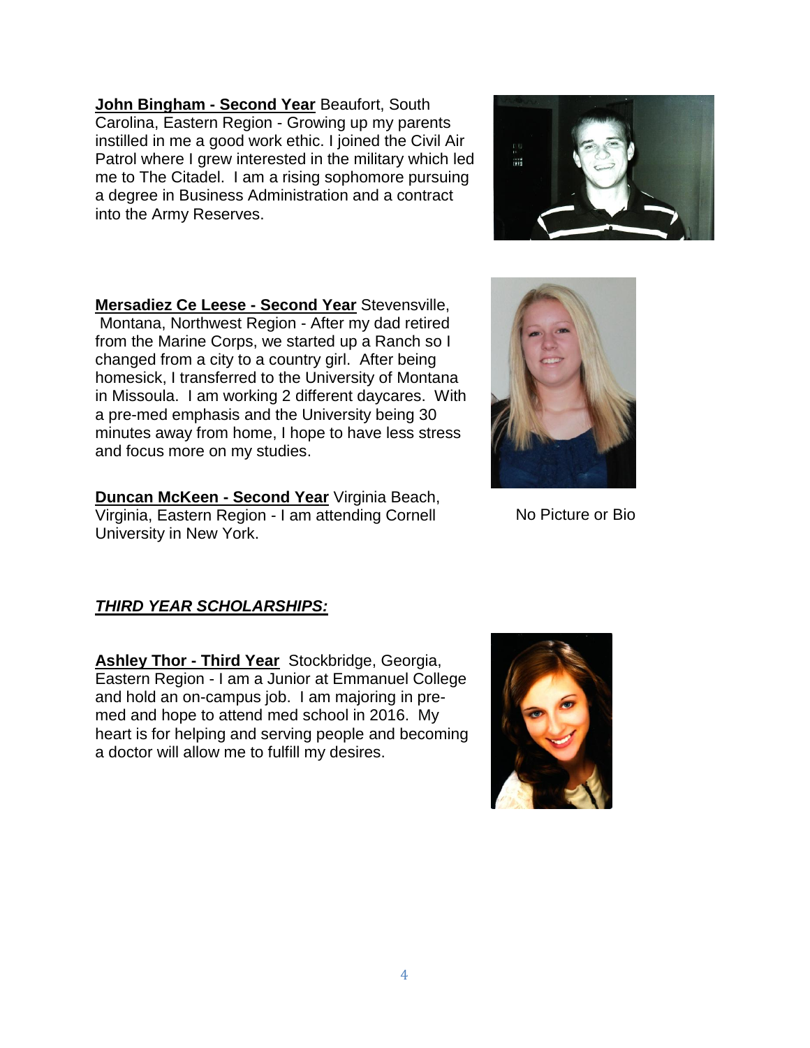**John Bingham - Second Year** Beaufort, South Carolina, Eastern Region - Growing up my parents instilled in me a good work ethic. I joined the Civil Air Patrol where I grew interested in the military which led me to The Citadel. I am a rising sophomore pursuing a degree in Business Administration and a contract into the Army Reserves.

**Mersadiez Ce Leese - Second Year** Stevensville, Montana, Northwest Region - After my dad retired from the Marine Corps, we started up a Ranch so I changed from a city to a country girl. After being homesick, I transferred to the University of Montana in Missoula. I am working 2 different daycares. With a pre-med emphasis and the University being 30 minutes away from home, I hope to have less stress and focus more on my studies.

**Duncan McKeen - Second Year** Virginia Beach, Virginia, Eastern Region - I am attending Cornell University in New York.

No Picture or Bio

***THIRD YEAR SCHOLARSHIPS:***

**Ashley Thor - Third Year** Stockbridge, Georgia, Eastern Region - I am a Junior at Emmanuel College and hold an on-campus job. I am majoring in pre-med and hope to attend med school in 2016. My heart is for helping and serving people and becoming a doctor will allow me to fulfill my desires.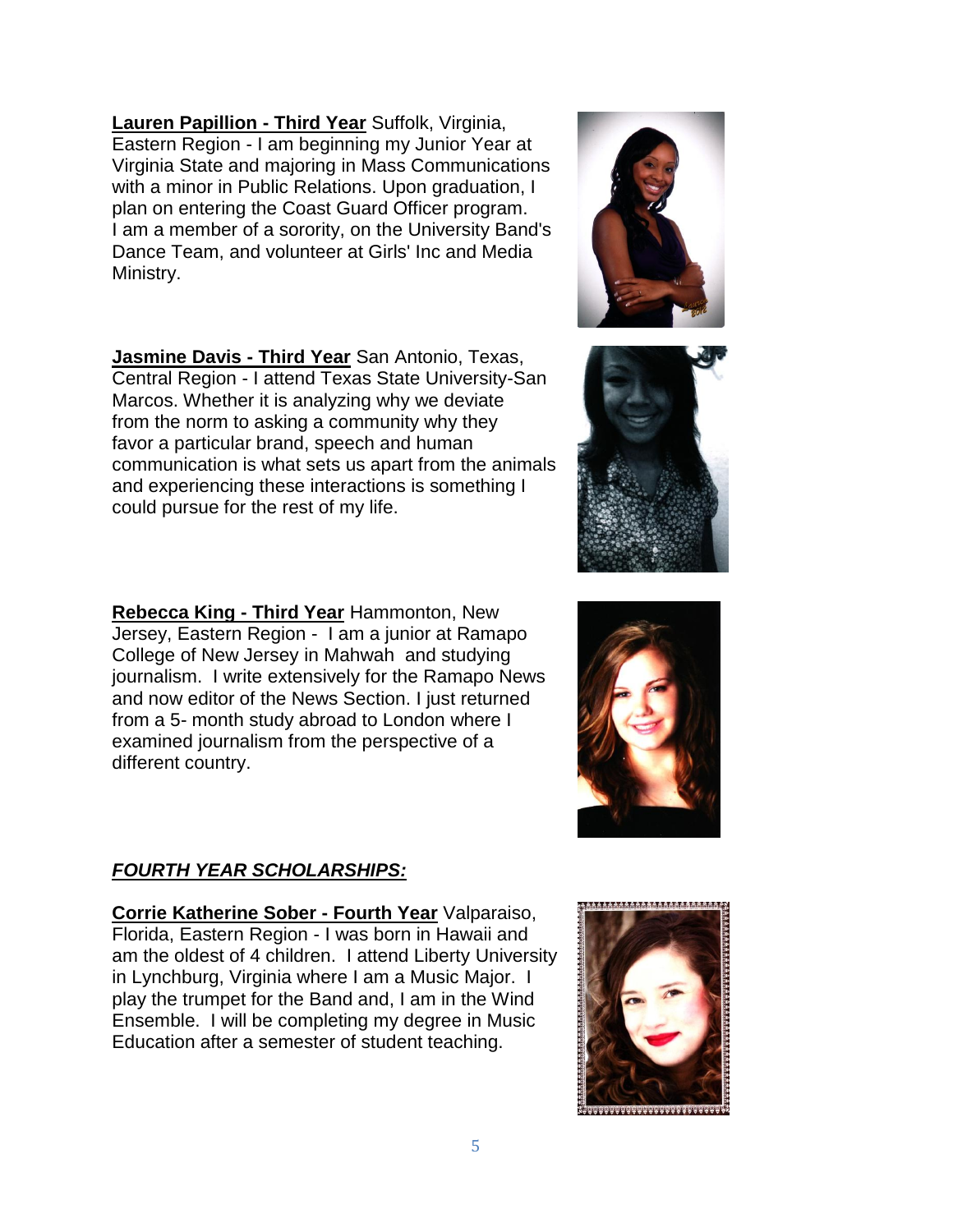**Lauren Papillion - Third Year** Suffolk, Virginia, Eastern Region - I am beginning my Junior Year at Virginia State and majoring in Mass Communications with a minor in Public Relations. Upon graduation, I plan on entering the Coast Guard Officer program. I am a member of a sorority, on the University Band's Dance Team, and volunteer at Girls' Inc and Media Ministry.

**Jasmine Davis - Third Year** San Antonio, Texas, Central Region - I attend Texas State University-San Marcos. Whether it is analyzing why we deviate from the norm to asking a community why they favor a particular brand, speech and human communication is what sets us apart from the animals and experiencing these interactions is something I could pursue for the rest of my life.

**Rebecca King - Third Year** Hammonton, New Jersey, Eastern Region - I am a junior at Ramapo College of New Jersey in Mahwah and studying journalism. I write extensively for the Ramapo News and now editor of the News Section. I just returned from a 5- month study abroad to London where I examined journalism from the perspective of a different country.

***FOURTH YEAR SCHOLARSHIPS:***

**Corrie Katherine Sober - Fourth Year** Valparaiso, Florida, Eastern Region - I was born in Hawaii and am the oldest of 4 children. I attend Liberty University in Lynchburg, Virginia where I am a Music Major. I play the trumpet for the Band and, I am in the Wind Ensemble. I will be completing my degree in Music Education after a semester of student teaching.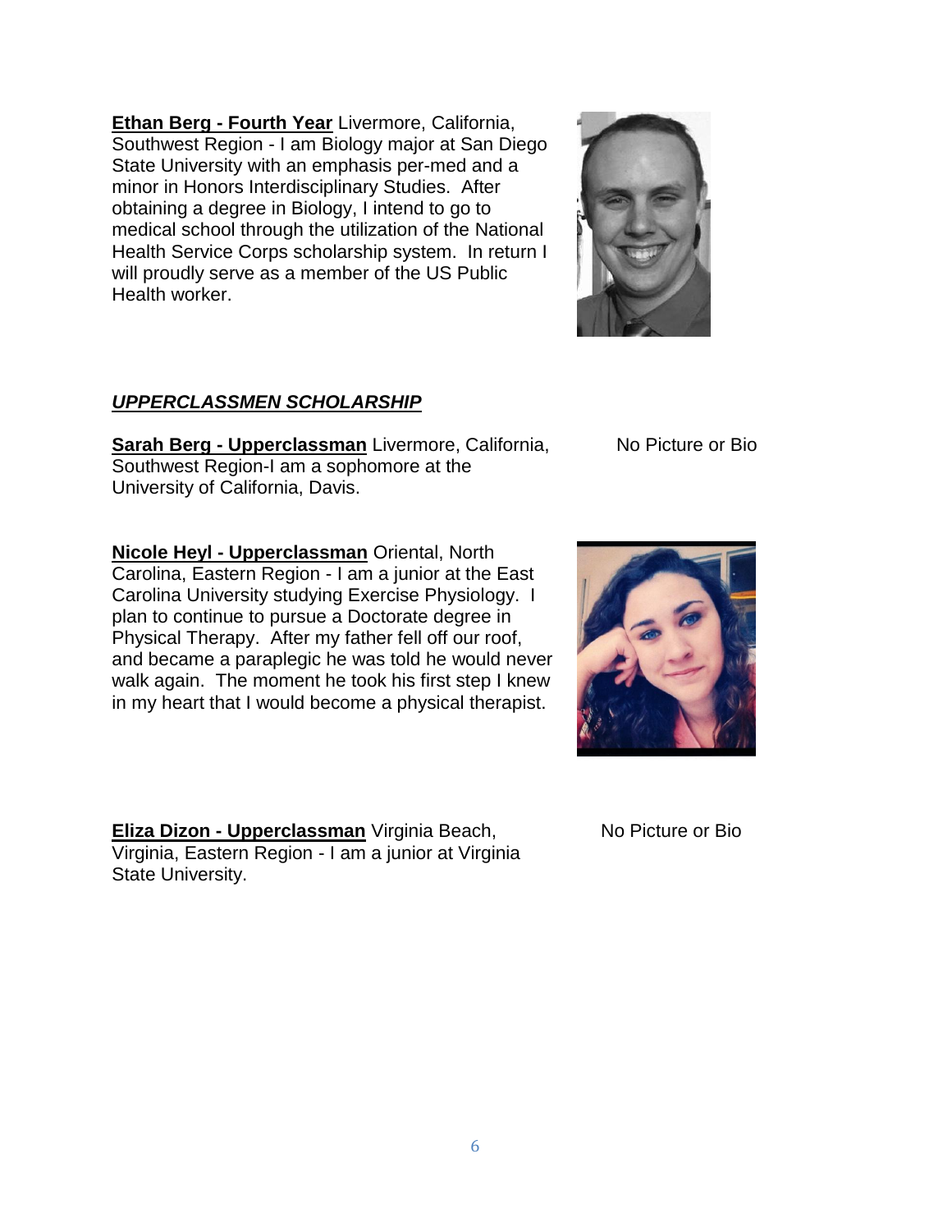**<u>Ethan Berg - Fourth Year</u>** Livermore, California, Southwest Region - I am Biology major at San Diego State University with an emphasis per-med and a minor in Honors Interdisciplinary Studies. After obtaining a degree in Biology, I intend to go to medical school through the utilization of the National Health Service Corps scholarship system. In return I will proudly serve as a member of the US Public Health worker.

## ***<u>UPPERCLASSMEN SCHOLARSHIP</u>***

**<u>Sarah Berg - Upperclassman</u>** Livermore, California, Southwest Region-I am a sophomore at the University of California, Davis.

No Picture or Bio

**<u>Nicole Heyl - Upperclassman</u>** Oriental, North Carolina, Eastern Region - I am a junior at the East Carolina University studying Exercise Physiology. I plan to continue to pursue a Doctorate degree in Physical Therapy. After my father fell off our roof, and became a paraplegic he was told he would never walk again. The moment he took his first step I knew in my heart that I would become a physical therapist.

**<u>Eliza Dizon - Upperclassman</u>** Virginia Beach, Virginia, Eastern Region - I am a junior at Virginia State University.

No Picture or Bio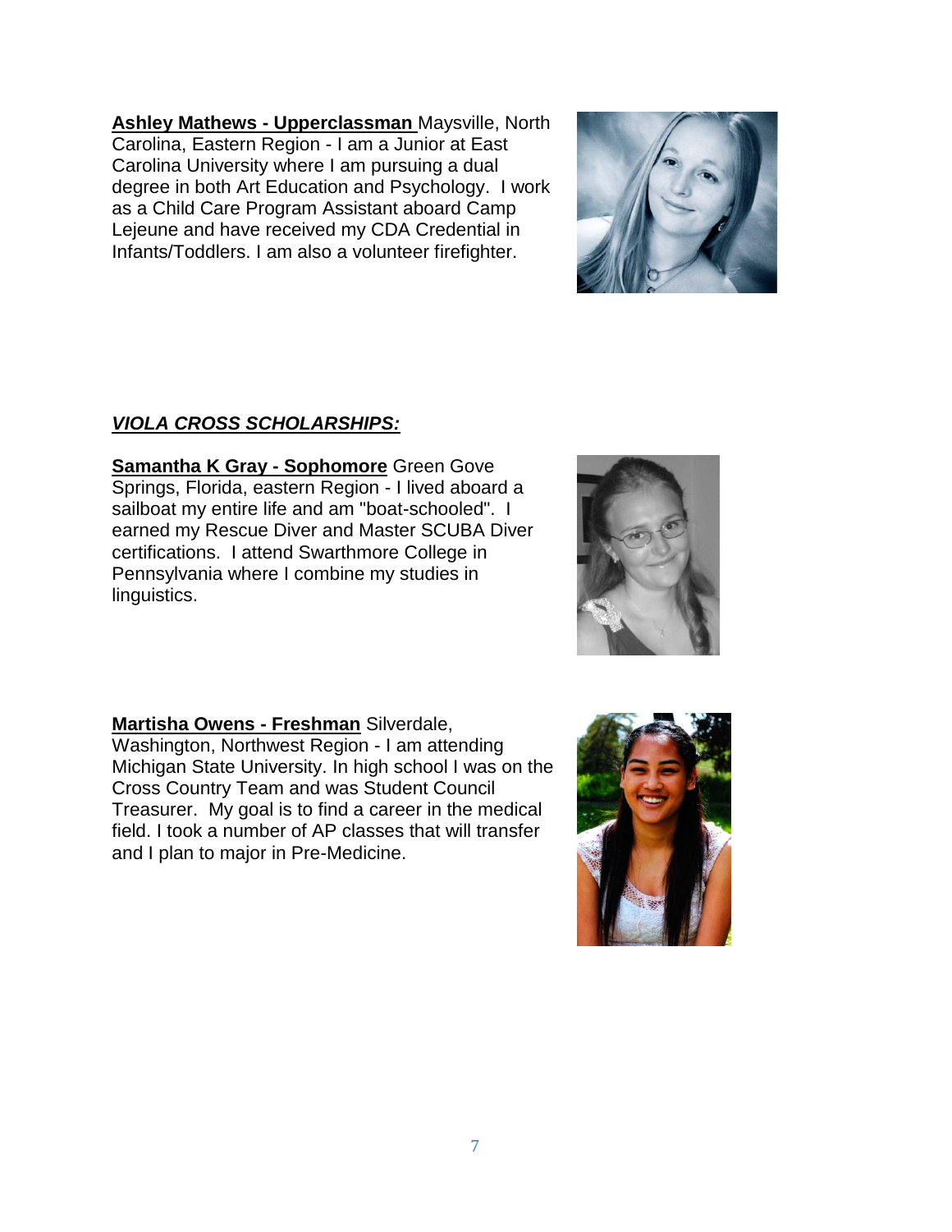**Ashley Mathews - Upperclassman** Maysville, North Carolina, Eastern Region - I am a Junior at East Carolina University where I am pursuing a dual degree in both Art Education and Psychology. I work as a Child Care Program Assistant aboard Camp Lejeune and have received my CDA Credential in Infants/Toddlers. I am also a volunteer firefighter.

***VIOLA CROSS SCHOLARSHIPS:***

**Samantha K Gray - Sophomore** Green Gove Springs, Florida, eastern Region - I lived aboard a sailboat my entire life and am "boat-schooled". I earned my Rescue Diver and Master SCUBA Diver certifications. I attend Swarthmore College in Pennsylvania where I combine my studies in linguistics.

**Martisha Owens - Freshman** Silverdale, Washington, Northwest Region - I am attending Michigan State University. In high school I was on the Cross Country Team and was Student Council Treasurer. My goal is to find a career in the medical field. I took a number of AP classes that will transfer and I plan to major in Pre-Medicine.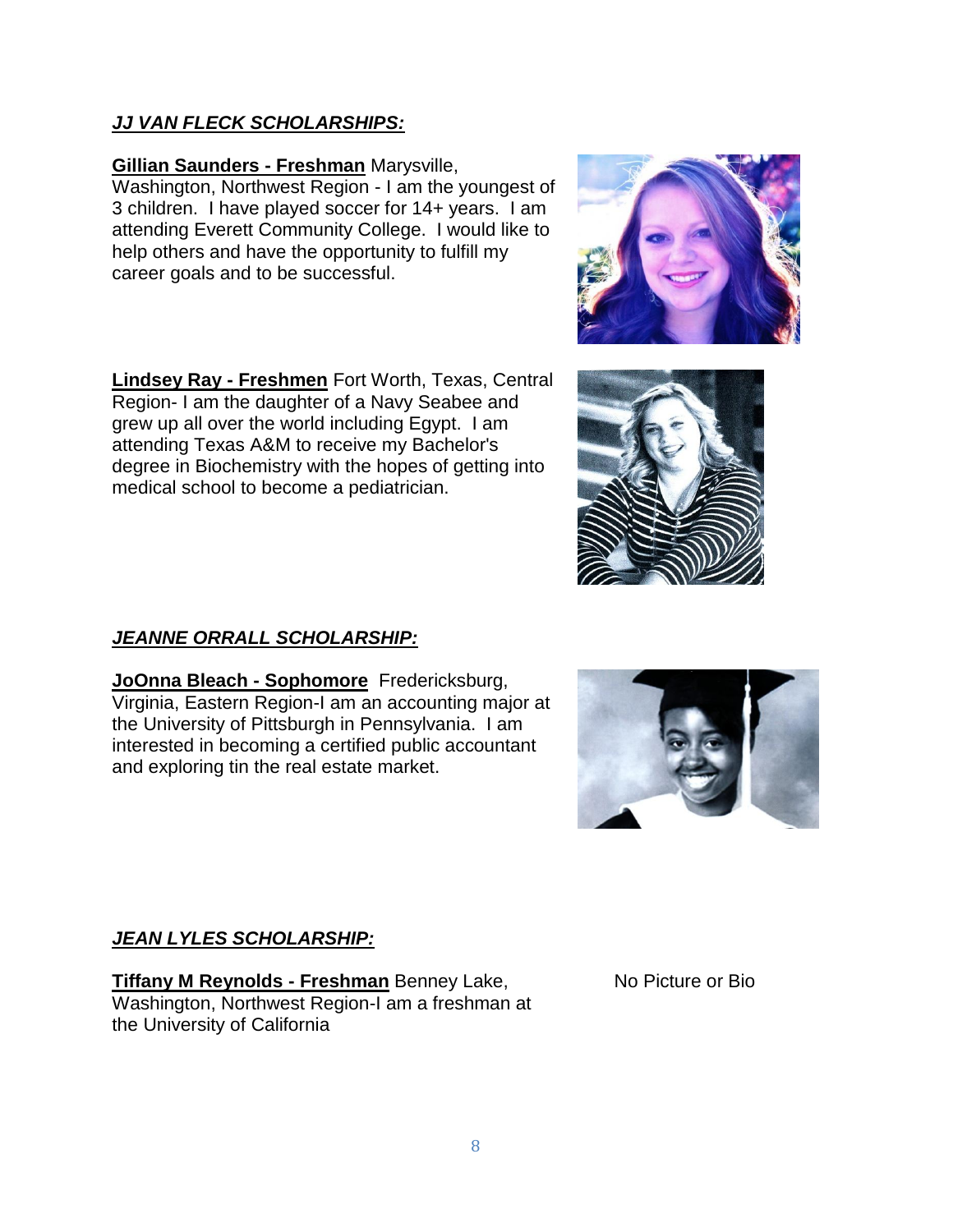### ***JJ VAN FLECK SCHOLARSHIPS:***

**Gillian Saunders - Freshman** Marysville, Washington, Northwest Region - I am the youngest of 3 children. I have played soccer for 14+ years. I am attending Everett Community College. I would like to help others and have the opportunity to fulfill my career goals and to be successful.

**Lindsey Ray - Freshmen** Fort Worth, Texas, Central Region- I am the daughter of a Navy Seabee and grew up all over the world including Egypt. I am attending Texas A&M to receive my Bachelor's degree in Biochemistry with the hopes of getting into medical school to become a pediatrician.

### ***JEANNE ORRALL SCHOLARSHIP:***

**JoOnna Bleach - Sophomore** Fredericksburg, Virginia, Eastern Region-I am an accounting major at the University of Pittsburgh in Pennsylvania. I am interested in becoming a certified public accountant and exploring tin the real estate market.

### ***JEAN LYLES SCHOLARSHIP:***

**Tiffany M Reynolds - Freshman** Benney Lake, Washington, Northwest Region-I am a freshman at the University of California

No Picture or Bio